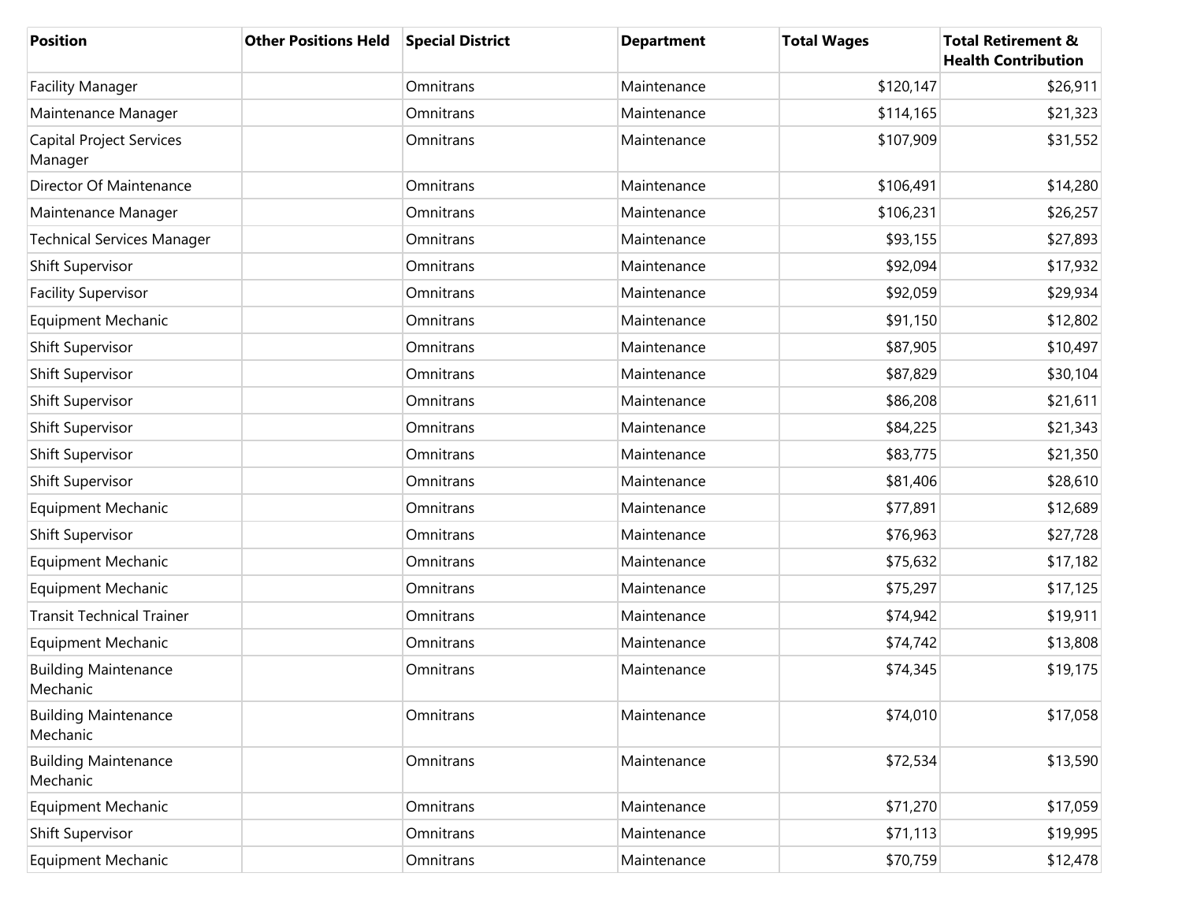| Position | Other Positions Held | Special District | Department | Total Wages | Total Retirement & Health Contribution |
|---|---|---|---|---|---|
| Facility Manager | | Omnitrans | Maintenance | $120,147 | $26,911 |
| Maintenance Manager | | Omnitrans | Maintenance | $114,165 | $21,323 |
| Capital Project Services Manager | | Omnitrans | Maintenance | $107,909 | $31,552 |
| Director Of Maintenance | | Omnitrans | Maintenance | $106,491 | $14,280 |
| Maintenance Manager | | Omnitrans | Maintenance | $106,231 | $26,257 |
| Technical Services Manager | | Omnitrans | Maintenance | $93,155 | $27,893 |
| Shift Supervisor | | Omnitrans | Maintenance | $92,094 | $17,932 |
| Facility Supervisor | | Omnitrans | Maintenance | $92,059 | $29,934 |
| Equipment Mechanic | | Omnitrans | Maintenance | $91,150 | $12,802 |
| Shift Supervisor | | Omnitrans | Maintenance | $87,905 | $10,497 |
| Shift Supervisor | | Omnitrans | Maintenance | $87,829 | $30,104 |
| Shift Supervisor | | Omnitrans | Maintenance | $86,208 | $21,611 |
| Shift Supervisor | | Omnitrans | Maintenance | $84,225 | $21,343 |
| Shift Supervisor | | Omnitrans | Maintenance | $83,775 | $21,350 |
| Shift Supervisor | | Omnitrans | Maintenance | $81,406 | $28,610 |
| Equipment Mechanic | | Omnitrans | Maintenance | $77,891 | $12,689 |
| Shift Supervisor | | Omnitrans | Maintenance | $76,963 | $27,728 |
| Equipment Mechanic | | Omnitrans | Maintenance | $75,632 | $17,182 |
| Equipment Mechanic | | Omnitrans | Maintenance | $75,297 | $17,125 |
| Transit Technical Trainer | | Omnitrans | Maintenance | $74,942 | $19,911 |
| Equipment Mechanic | | Omnitrans | Maintenance | $74,742 | $13,808 |
| Building Maintenance Mechanic | | Omnitrans | Maintenance | $74,345 | $19,175 |
| Building Maintenance Mechanic | | Omnitrans | Maintenance | $74,010 | $17,058 |
| Building Maintenance Mechanic | | Omnitrans | Maintenance | $72,534 | $13,590 |
| Equipment Mechanic | | Omnitrans | Maintenance | $71,270 | $17,059 |
| Shift Supervisor | | Omnitrans | Maintenance | $71,113 | $19,995 |
| Equipment Mechanic | | Omnitrans | Maintenance | $70,759 | $12,478 |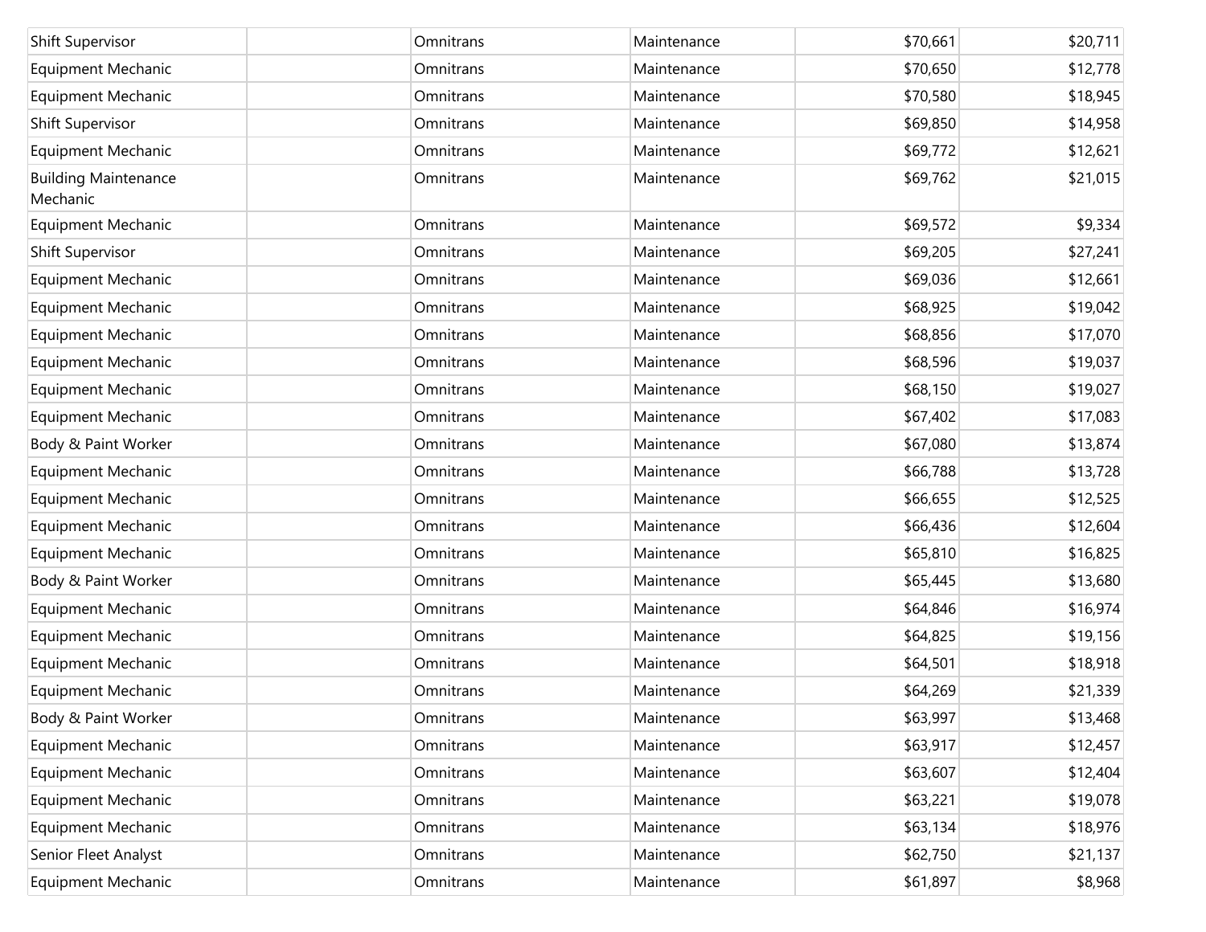| | | | | | |
|---|---|---|---|---|---|
| Shift Supervisor | | Omnitrans | Maintenance | $70,661 | $20,711 |
| Equipment Mechanic | | Omnitrans | Maintenance | $70,650 | $12,778 |
| Equipment Mechanic | | Omnitrans | Maintenance | $70,580 | $18,945 |
| Shift Supervisor | | Omnitrans | Maintenance | $69,850 | $14,958 |
| Equipment Mechanic | | Omnitrans | Maintenance | $69,772 | $12,621 |
| Building Maintenance Mechanic | | Omnitrans | Maintenance | $69,762 | $21,015 |
| Equipment Mechanic | | Omnitrans | Maintenance | $69,572 | $9,334 |
| Shift Supervisor | | Omnitrans | Maintenance | $69,205 | $27,241 |
| Equipment Mechanic | | Omnitrans | Maintenance | $69,036 | $12,661 |
| Equipment Mechanic | | Omnitrans | Maintenance | $68,925 | $19,042 |
| Equipment Mechanic | | Omnitrans | Maintenance | $68,856 | $17,070 |
| Equipment Mechanic | | Omnitrans | Maintenance | $68,596 | $19,037 |
| Equipment Mechanic | | Omnitrans | Maintenance | $68,150 | $19,027 |
| Equipment Mechanic | | Omnitrans | Maintenance | $67,402 | $17,083 |
| Body & Paint Worker | | Omnitrans | Maintenance | $67,080 | $13,874 |
| Equipment Mechanic | | Omnitrans | Maintenance | $66,788 | $13,728 |
| Equipment Mechanic | | Omnitrans | Maintenance | $66,655 | $12,525 |
| Equipment Mechanic | | Omnitrans | Maintenance | $66,436 | $12,604 |
| Equipment Mechanic | | Omnitrans | Maintenance | $65,810 | $16,825 |
| Body & Paint Worker | | Omnitrans | Maintenance | $65,445 | $13,680 |
| Equipment Mechanic | | Omnitrans | Maintenance | $64,846 | $16,974 |
| Equipment Mechanic | | Omnitrans | Maintenance | $64,825 | $19,156 |
| Equipment Mechanic | | Omnitrans | Maintenance | $64,501 | $18,918 |
| Equipment Mechanic | | Omnitrans | Maintenance | $64,269 | $21,339 |
| Body & Paint Worker | | Omnitrans | Maintenance | $63,997 | $13,468 |
| Equipment Mechanic | | Omnitrans | Maintenance | $63,917 | $12,457 |
| Equipment Mechanic | | Omnitrans | Maintenance | $63,607 | $12,404 |
| Equipment Mechanic | | Omnitrans | Maintenance | $63,221 | $19,078 |
| Equipment Mechanic | | Omnitrans | Maintenance | $63,134 | $18,976 |
| Senior Fleet Analyst | | Omnitrans | Maintenance | $62,750 | $21,137 |
| Equipment Mechanic | | Omnitrans | Maintenance | $61,897 | $8,968 |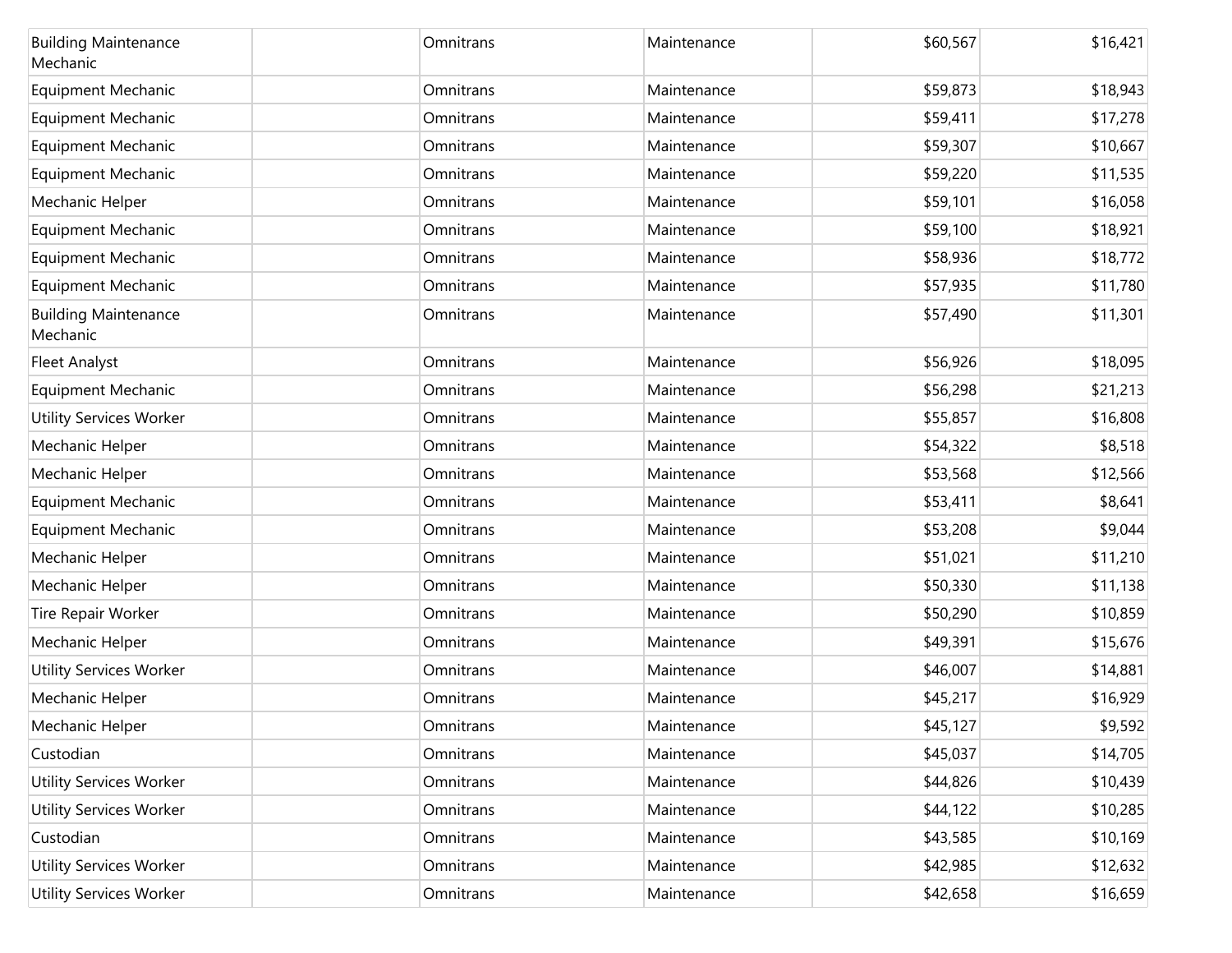| | | | | | |
|---|---|---|---|---|---|
| Building Maintenance Mechanic | | Omnitrans | Maintenance | $60,567 | $16,421 |
| Equipment Mechanic | | Omnitrans | Maintenance | $59,873 | $18,943 |
| Equipment Mechanic | | Omnitrans | Maintenance | $59,411 | $17,278 |
| Equipment Mechanic | | Omnitrans | Maintenance | $59,307 | $10,667 |
| Equipment Mechanic | | Omnitrans | Maintenance | $59,220 | $11,535 |
| Mechanic Helper | | Omnitrans | Maintenance | $59,101 | $16,058 |
| Equipment Mechanic | | Omnitrans | Maintenance | $59,100 | $18,921 |
| Equipment Mechanic | | Omnitrans | Maintenance | $58,936 | $18,772 |
| Equipment Mechanic | | Omnitrans | Maintenance | $57,935 | $11,780 |
| Building Maintenance Mechanic | | Omnitrans | Maintenance | $57,490 | $11,301 |
| Fleet Analyst | | Omnitrans | Maintenance | $56,926 | $18,095 |
| Equipment Mechanic | | Omnitrans | Maintenance | $56,298 | $21,213 |
| Utility Services Worker | | Omnitrans | Maintenance | $55,857 | $16,808 |
| Mechanic Helper | | Omnitrans | Maintenance | $54,322 | $8,518 |
| Mechanic Helper | | Omnitrans | Maintenance | $53,568 | $12,566 |
| Equipment Mechanic | | Omnitrans | Maintenance | $53,411 | $8,641 |
| Equipment Mechanic | | Omnitrans | Maintenance | $53,208 | $9,044 |
| Mechanic Helper | | Omnitrans | Maintenance | $51,021 | $11,210 |
| Mechanic Helper | | Omnitrans | Maintenance | $50,330 | $11,138 |
| Tire Repair Worker | | Omnitrans | Maintenance | $50,290 | $10,859 |
| Mechanic Helper | | Omnitrans | Maintenance | $49,391 | $15,676 |
| Utility Services Worker | | Omnitrans | Maintenance | $46,007 | $14,881 |
| Mechanic Helper | | Omnitrans | Maintenance | $45,217 | $16,929 |
| Mechanic Helper | | Omnitrans | Maintenance | $45,127 | $9,592 |
| Custodian | | Omnitrans | Maintenance | $45,037 | $14,705 |
| Utility Services Worker | | Omnitrans | Maintenance | $44,826 | $10,439 |
| Utility Services Worker | | Omnitrans | Maintenance | $44,122 | $10,285 |
| Custodian | | Omnitrans | Maintenance | $43,585 | $10,169 |
| Utility Services Worker | | Omnitrans | Maintenance | $42,985 | $12,632 |
| Utility Services Worker | | Omnitrans | Maintenance | $42,658 | $16,659 |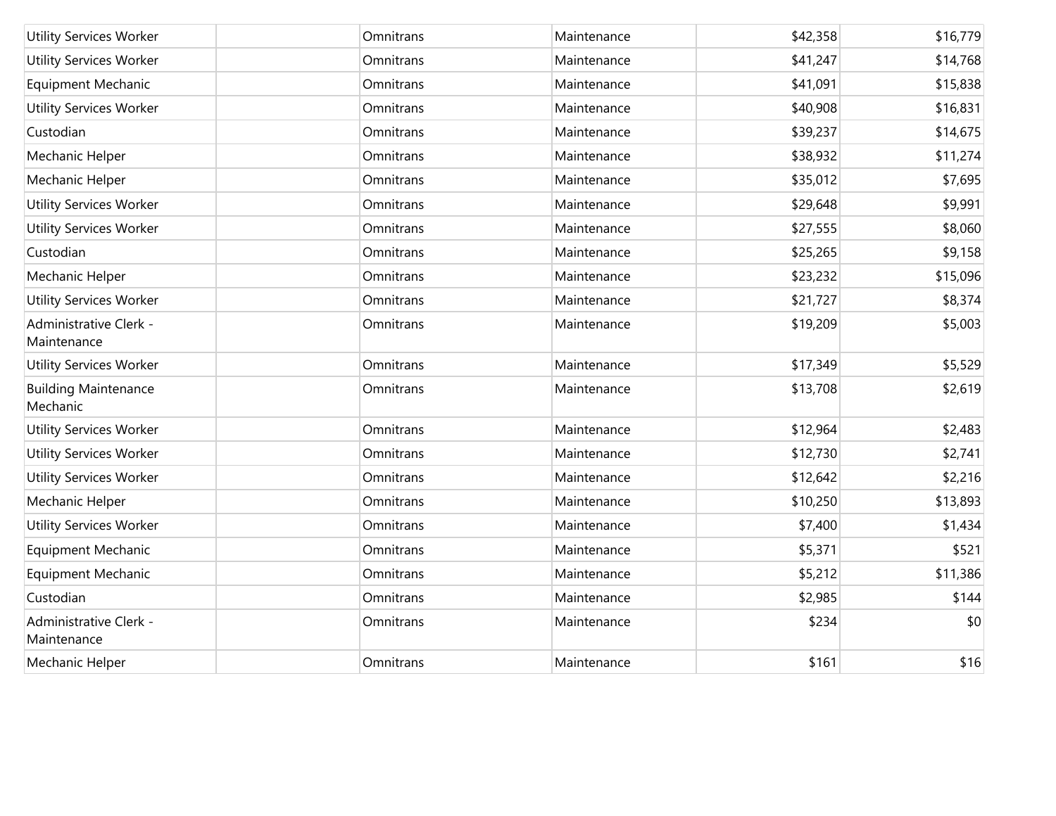| | | | | | |
|---|---|---|---|---|---|
| Utility Services Worker | | Omnitrans | Maintenance | $42,358 | $16,779 |
| Utility Services Worker | | Omnitrans | Maintenance | $41,247 | $14,768 |
| Equipment Mechanic | | Omnitrans | Maintenance | $41,091 | $15,838 |
| Utility Services Worker | | Omnitrans | Maintenance | $40,908 | $16,831 |
| Custodian | | Omnitrans | Maintenance | $39,237 | $14,675 |
| Mechanic Helper | | Omnitrans | Maintenance | $38,932 | $11,274 |
| Mechanic Helper | | Omnitrans | Maintenance | $35,012 | $7,695 |
| Utility Services Worker | | Omnitrans | Maintenance | $29,648 | $9,991 |
| Utility Services Worker | | Omnitrans | Maintenance | $27,555 | $8,060 |
| Custodian | | Omnitrans | Maintenance | $25,265 | $9,158 |
| Mechanic Helper | | Omnitrans | Maintenance | $23,232 | $15,096 |
| Utility Services Worker | | Omnitrans | Maintenance | $21,727 | $8,374 |
| Administrative Clerk - Maintenance | | Omnitrans | Maintenance | $19,209 | $5,003 |
| Utility Services Worker | | Omnitrans | Maintenance | $17,349 | $5,529 |
| Building Maintenance Mechanic | | Omnitrans | Maintenance | $13,708 | $2,619 |
| Utility Services Worker | | Omnitrans | Maintenance | $12,964 | $2,483 |
| Utility Services Worker | | Omnitrans | Maintenance | $12,730 | $2,741 |
| Utility Services Worker | | Omnitrans | Maintenance | $12,642 | $2,216 |
| Mechanic Helper | | Omnitrans | Maintenance | $10,250 | $13,893 |
| Utility Services Worker | | Omnitrans | Maintenance | $7,400 | $1,434 |
| Equipment Mechanic | | Omnitrans | Maintenance | $5,371 | $521 |
| Equipment Mechanic | | Omnitrans | Maintenance | $5,212 | $11,386 |
| Custodian | | Omnitrans | Maintenance | $2,985 | $144 |
| Administrative Clerk - Maintenance | | Omnitrans | Maintenance | $234 | $0 |
| Mechanic Helper | | Omnitrans | Maintenance | $161 | $16 |